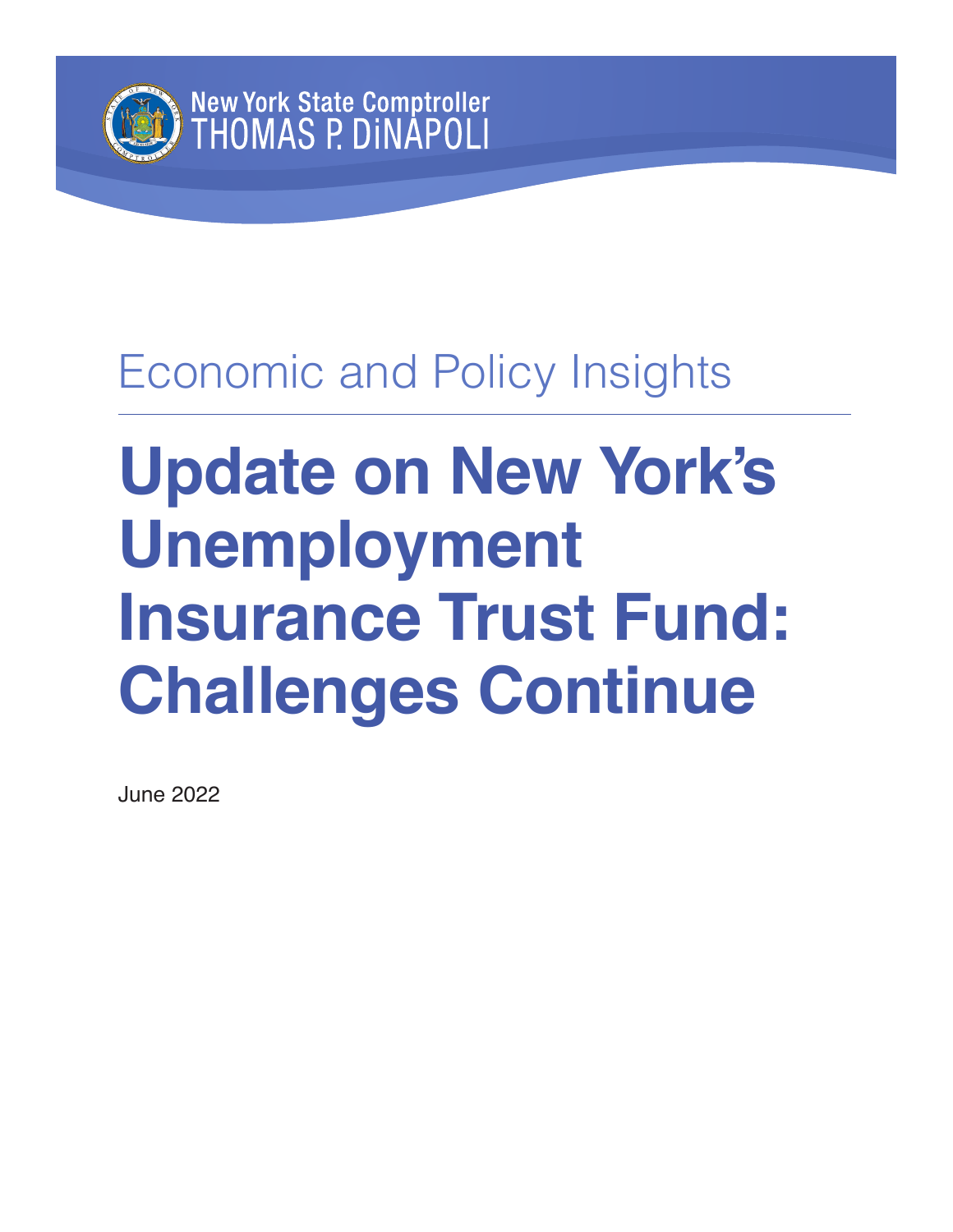New York State Comptroller
THOMAS P. DiNAPOLI

Economic and Policy Insights

# Update on New York's Unemployment Insurance Trust Fund: Challenges Continue

June 2022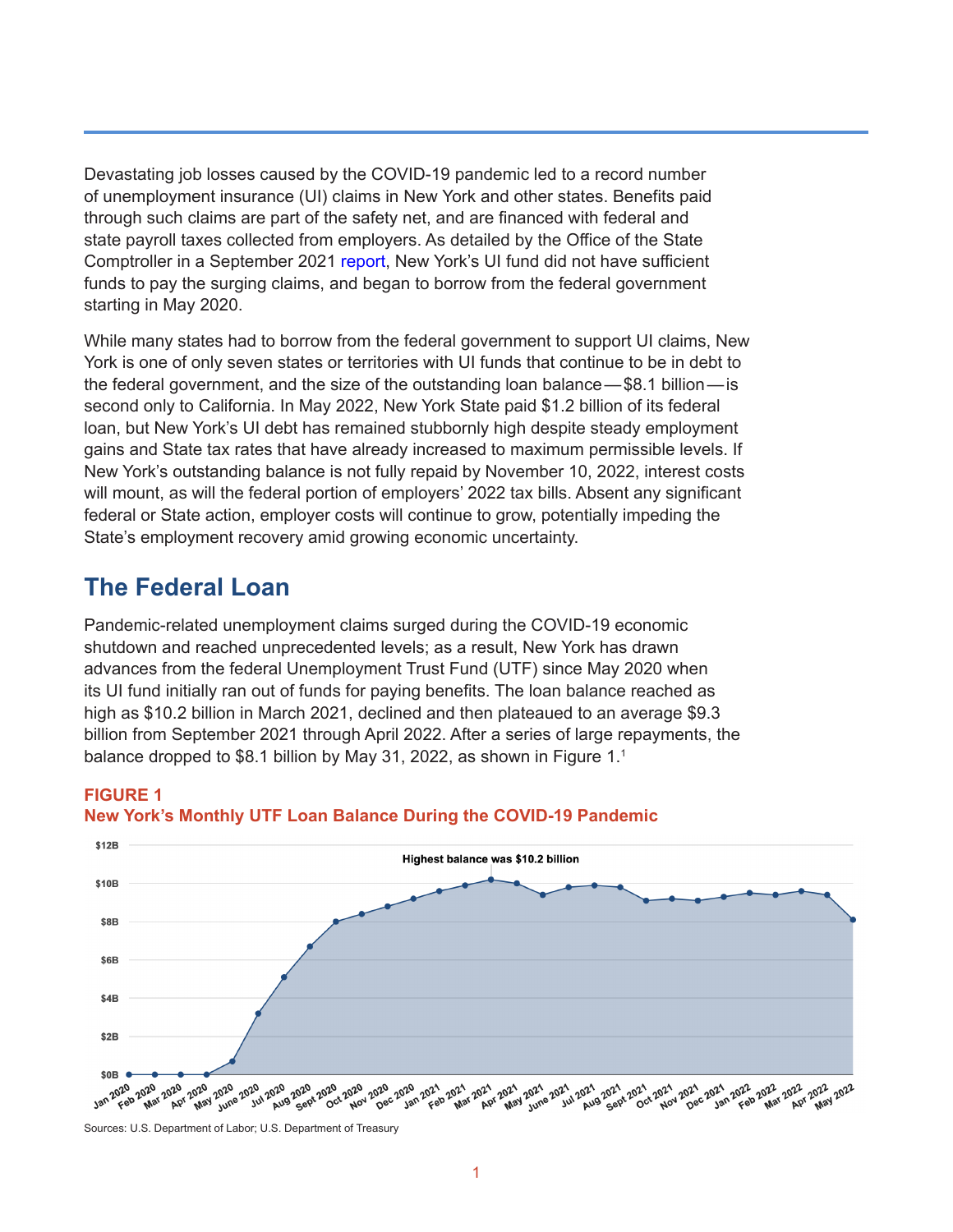Devastating job losses caused by the COVID-19 pandemic led to a record number of unemployment insurance (UI) claims in New York and other states. Benefits paid through such claims are part of the safety net, and are financed with federal and state payroll taxes collected from employers. As detailed by the Office of the State Comptroller in a September 2021 report, New York's UI fund did not have sufficient funds to pay the surging claims, and began to borrow from the federal government starting in May 2020.

While many states had to borrow from the federal government to support UI claims, New York is one of only seven states or territories with UI funds that continue to be in debt to the federal government, and the size of the outstanding loan balance—$8.1 billion—is second only to California. In May 2022, New York State paid $1.2 billion of its federal loan, but New York's UI debt has remained stubbornly high despite steady employment gains and State tax rates that have already increased to maximum permissible levels. If New York's outstanding balance is not fully repaid by November 10, 2022, interest costs will mount, as will the federal portion of employers' 2022 tax bills. Absent any significant federal or State action, employer costs will continue to grow, potentially impeding the State's employment recovery amid growing economic uncertainty.

## The Federal Loan

Pandemic-related unemployment claims surged during the COVID-19 economic shutdown and reached unprecedented levels; as a result, New York has drawn advances from the federal Unemployment Trust Fund (UTF) since May 2020 when its UI fund initially ran out of funds for paying benefits. The loan balance reached as high as $10.2 billion in March 2021, declined and then plateaued to an average $9.3 billion from September 2021 through April 2022. After a series of large repayments, the balance dropped to $8.1 billion by May 31, 2022, as shown in Figure 1.[1]

**FIGURE 1**
**New York's Monthly UTF Loan Balance During the COVID-19 Pandemic**

Highest balance was $10.2 billion

Sources: U.S. Department of Labor; U.S. Department of Treasury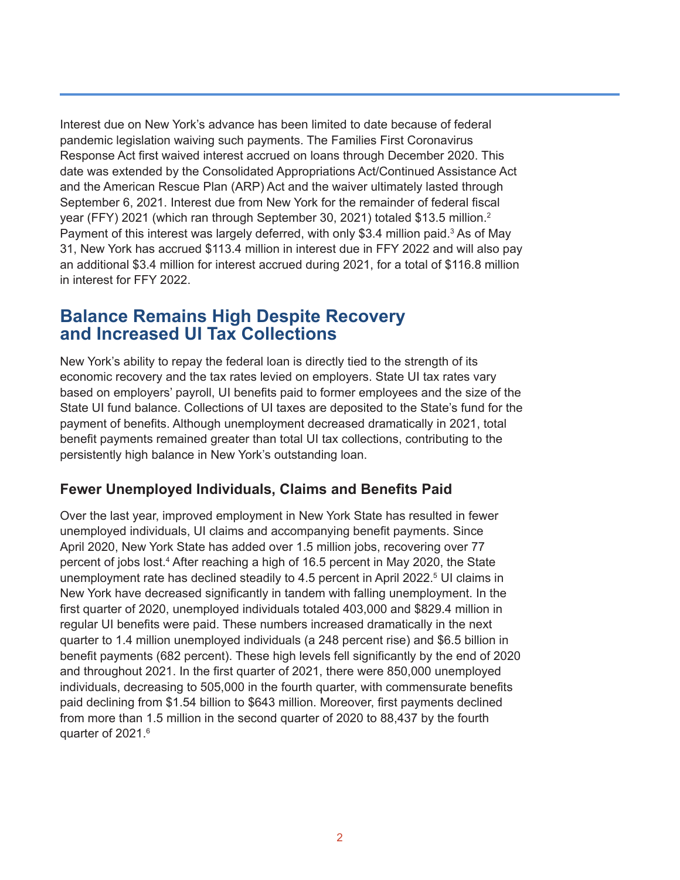Interest due on New York's advance has been limited to date because of federal pandemic legislation waiving such payments. The Families First Coronavirus Response Act first waived interest accrued on loans through December 2020. This date was extended by the Consolidated Appropriations Act/Continued Assistance Act and the American Rescue Plan (ARP) Act and the waiver ultimately lasted through September 6, 2021. Interest due from New York for the remainder of federal fiscal year (FFY) 2021 (which ran through September 30, 2021) totaled $13.5 million.[2] Payment of this interest was largely deferred, with only $3.4 million paid.[3] As of May 31, New York has accrued $113.4 million in interest due in FFY 2022 and will also pay an additional $3.4 million for interest accrued during 2021, for a total of $116.8 million in interest for FFY 2022.

## Balance Remains High Despite Recovery and Increased UI Tax Collections

New York's ability to repay the federal loan is directly tied to the strength of its economic recovery and the tax rates levied on employers. State UI tax rates vary based on employers' payroll, UI benefits paid to former employees and the size of the State UI fund balance. Collections of UI taxes are deposited to the State's fund for the payment of benefits. Although unemployment decreased dramatically in 2021, total benefit payments remained greater than total UI tax collections, contributing to the persistently high balance in New York's outstanding loan.

### Fewer Unemployed Individuals, Claims and Benefits Paid

Over the last year, improved employment in New York State has resulted in fewer unemployed individuals, UI claims and accompanying benefit payments. Since April 2020, New York State has added over 1.5 million jobs, recovering over 77 percent of jobs lost.[4] After reaching a high of 16.5 percent in May 2020, the State unemployment rate has declined steadily to 4.5 percent in April 2022.[5] UI claims in New York have decreased significantly in tandem with falling unemployment. In the first quarter of 2020, unemployed individuals totaled 403,000 and $829.4 million in regular UI benefits were paid. These numbers increased dramatically in the next quarter to 1.4 million unemployed individuals (a 248 percent rise) and $6.5 billion in benefit payments (682 percent). These high levels fell significantly by the end of 2020 and throughout 2021. In the first quarter of 2021, there were 850,000 unemployed individuals, decreasing to 505,000 in the fourth quarter, with commensurate benefits paid declining from $1.54 billion to $643 million. Moreover, first payments declined from more than 1.5 million in the second quarter of 2020 to 88,437 by the fourth quarter of 2021.[6]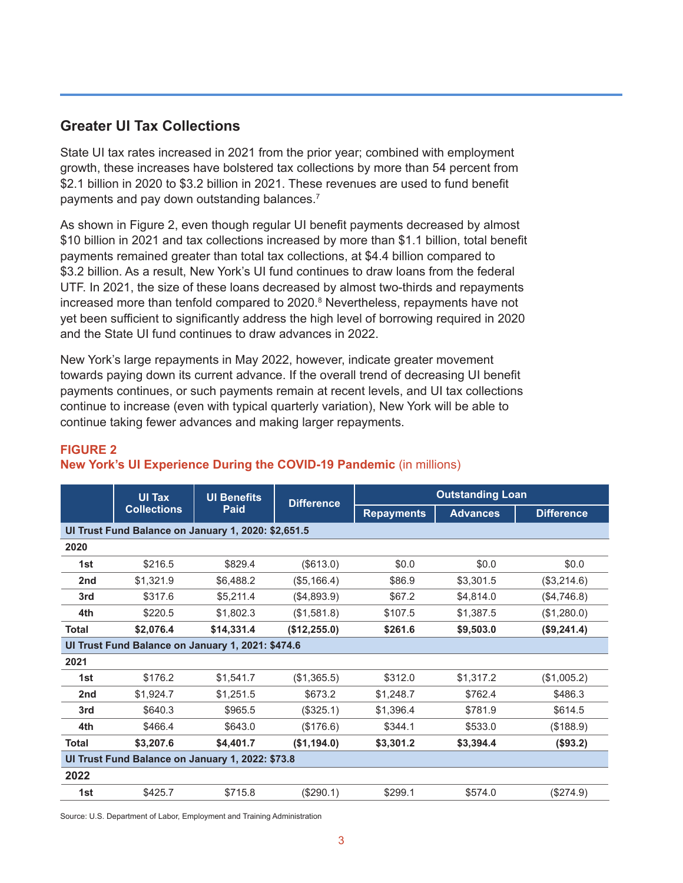## Greater UI Tax Collections

State UI tax rates increased in 2021 from the prior year; combined with employment growth, these increases have bolstered tax collections by more than 54 percent from $2.1 billion in 2020 to $3.2 billion in 2021. These revenues are used to fund benefit payments and pay down outstanding balances.[7]

As shown in Figure 2, even though regular UI benefit payments decreased by almost $10 billion in 2021 and tax collections increased by more than $1.1 billion, total benefit payments remained greater than total tax collections, at $4.4 billion compared to $3.2 billion. As a result, New York's UI fund continues to draw loans from the federal UTF. In 2021, the size of these loans decreased by almost two-thirds and repayments increased more than tenfold compared to 2020.[8] Nevertheless, repayments have not yet been sufficient to significantly address the high level of borrowing required in 2020 and the State UI fund continues to draw advances in 2022.

New York's large repayments in May 2022, however, indicate greater movement towards paying down its current advance. If the overall trend of decreasing UI benefit payments continues, or such payments remain at recent levels, and UI tax collections continue to increase (even with typical quarterly variation), New York will be able to continue taking fewer advances and making larger repayments.

**FIGURE 2**
**New York's UI Experience During the COVID-19 Pandemic** (in millions)

| | UI Tax Collections | UI Benefits Paid | Difference | Outstanding Loan | | |
|---|---|---|---|---|---|---|
| | | | | Repayments | Advances | Difference |
| **UI Trust Fund Balance on January 1, 2020: $2,651.5** | | | | | | |
| **2020** | | | | | | |
| **1st** | $216.5 | $829.4 | ($613.0) | $0.0 | $0.0 | $0.0 |
| **2nd** | $1,321.9 | $6,488.2 | ($5,166.4) | $86.9 | $3,301.5 | ($3,214.6) |
| **3rd** | $317.6 | $5,211.4 | ($4,893.9) | $67.2 | $4,814.0 | ($4,746.8) |
| **4th** | $220.5 | $1,802.3 | ($1,581.8) | $107.5 | $1,387.5 | ($1,280.0) |
| **Total** | **$2,076.4** | **$14,331.4** | **($12,255.0)** | **$261.6** | **$9,503.0** | **($9,241.4)** |
| **UI Trust Fund Balance on January 1, 2021: $474.6** | | | | | | |
| **2021** | | | | | | |
| **1st** | $176.2 | $1,541.7 | ($1,365.5) | $312.0 | $1,317.2 | ($1,005.2) |
| **2nd** | $1,924.7 | $1,251.5 | $673.2 | $1,248.7 | $762.4 | $486.3 |
| **3rd** | $640.3 | $965.5 | ($325.1) | $1,396.4 | $781.9 | $614.5 |
| **4th** | $466.4 | $643.0 | ($176.6) | $344.1 | $533.0 | ($188.9) |
| **Total** | **$3,207.6** | **$4,401.7** | **($1,194.0)** | **$3,301.2** | **$3,394.4** | **($93.2)** |
| **UI Trust Fund Balance on January 1, 2022: $73.8** | | | | | | |
| **2022** | | | | | | |
| **1st** | $425.7 | $715.8 | ($290.1) | $299.1 | $574.0 | ($274.9) |

Source: U.S. Department of Labor, Employment and Training Administration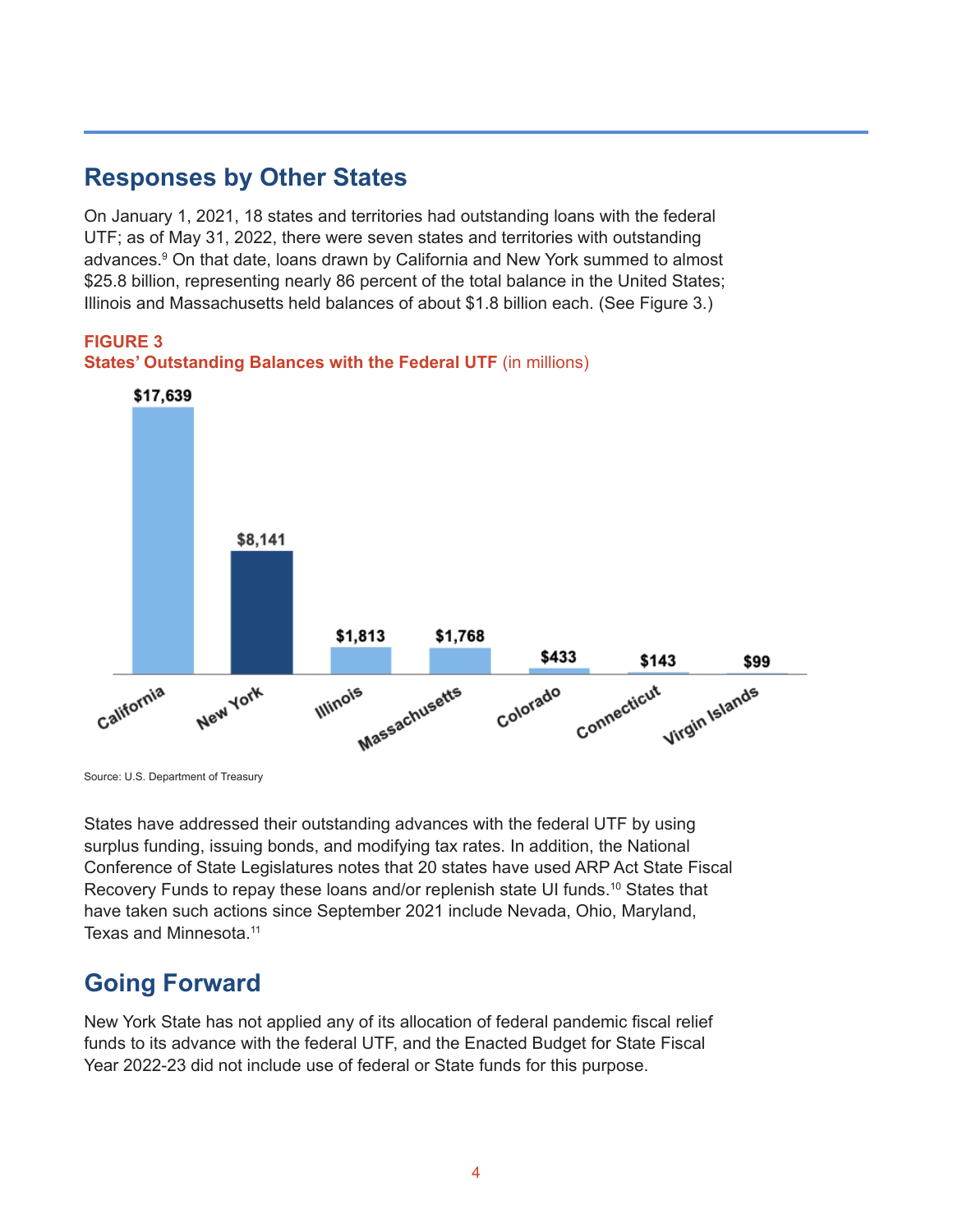## Responses by Other States

On January 1, 2021, 18 states and territories had outstanding loans with the federal UTF; as of May 31, 2022, there were seven states and territories with outstanding advances.[9] On that date, loans drawn by California and New York summed to almost $25.8 billion, representing nearly 86 percent of the total balance in the United States; Illinois and Massachusetts held balances of about $1.8 billion each. (See Figure 3.)

**FIGURE 3**
**States' Outstanding Balances with the Federal UTF** (in millions)

| State | Balance |
|---|---|
| California | $17,639 |
| New York | $8,141 |
| Illinois | $1,813 |
| Massachusetts | $1,768 |
| Colorado | $433 |
| Connecticut | $143 |
| Virgin Islands | $99 |

Source: U.S. Department of Treasury

States have addressed their outstanding advances with the federal UTF by using surplus funding, issuing bonds, and modifying tax rates. In addition, the National Conference of State Legislatures notes that 20 states have used ARP Act State Fiscal Recovery Funds to repay these loans and/or replenish state UI funds.[10] States that have taken such actions since September 2021 include Nevada, Ohio, Maryland, Texas and Minnesota.[11]

## Going Forward

New York State has not applied any of its allocation of federal pandemic fiscal relief funds to its advance with the federal UTF, and the Enacted Budget for State Fiscal Year 2022-23 did not include use of federal or State funds for this purpose.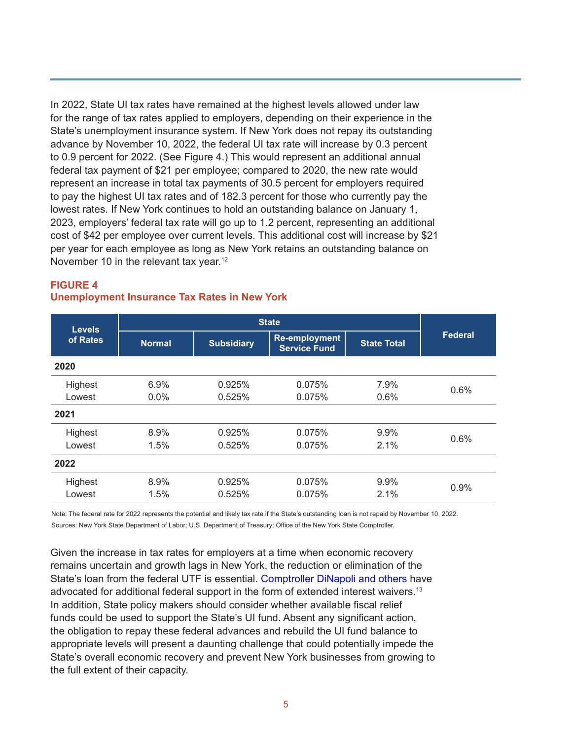In 2022, State UI tax rates have remained at the highest levels allowed under law for the range of tax rates applied to employers, depending on their experience in the State's unemployment insurance system. If New York does not repay its outstanding advance by November 10, 2022, the federal UI tax rate will increase by 0.3 percent to 0.9 percent for 2022. (See Figure 4.) This would represent an additional annual federal tax payment of $21 per employee; compared to 2020, the new rate would represent an increase in total tax payments of 30.5 percent for employers required to pay the highest UI tax rates and of 182.3 percent for those who currently pay the lowest rates. If New York continues to hold an outstanding balance on January 1, 2023, employers' federal tax rate will go up to 1.2 percent, representing an additional cost of $42 per employee over current levels. This additional cost will increase by $21 per year for each employee as long as New York retains an outstanding balance on November 10 in the relevant tax year.[12]

**FIGURE 4**
**Unemployment Insurance Tax Rates in New York**

| Levels of Rates | State | | | | Federal |
|---|---|---|---|---|---|
| | Normal | Subsidiary | Re-employment Service Fund | State Total | |
| **2020** | | | | | |
| Highest | 6.9% | 0.925% | 0.075% | 7.9% | 0.6% |
| Lowest | 0.0% | 0.525% | 0.075% | 0.6% | |
| **2021** | | | | | |
| Highest | 8.9% | 0.925% | 0.075% | 9.9% | 0.6% |
| Lowest | 1.5% | 0.525% | 0.075% | 2.1% | |
| **2022** | | | | | |
| Highest | 8.9% | 0.925% | 0.075% | 9.9% | 0.9% |
| Lowest | 1.5% | 0.525% | 0.075% | 2.1% | |

Note: The federal rate for 2022 represents the potential and likely tax rate if the State's outstanding loan is not repaid by November 10, 2022.
Sources: New York State Department of Labor; U.S. Department of Treasury; Office of the New York State Comptroller.

Given the increase in tax rates for employers at a time when economic recovery remains uncertain and growth lags in New York, the reduction or elimination of the State's loan from the federal UTF is essential. Comptroller DiNapoli and others have advocated for additional federal support in the form of extended interest waivers.[13] In addition, State policy makers should consider whether available fiscal relief funds could be used to support the State's UI fund. Absent any significant action, the obligation to repay these federal advances and rebuild the UI fund balance to appropriate levels will present a daunting challenge that could potentially impede the State's overall economic recovery and prevent New York businesses from growing to the full extent of their capacity.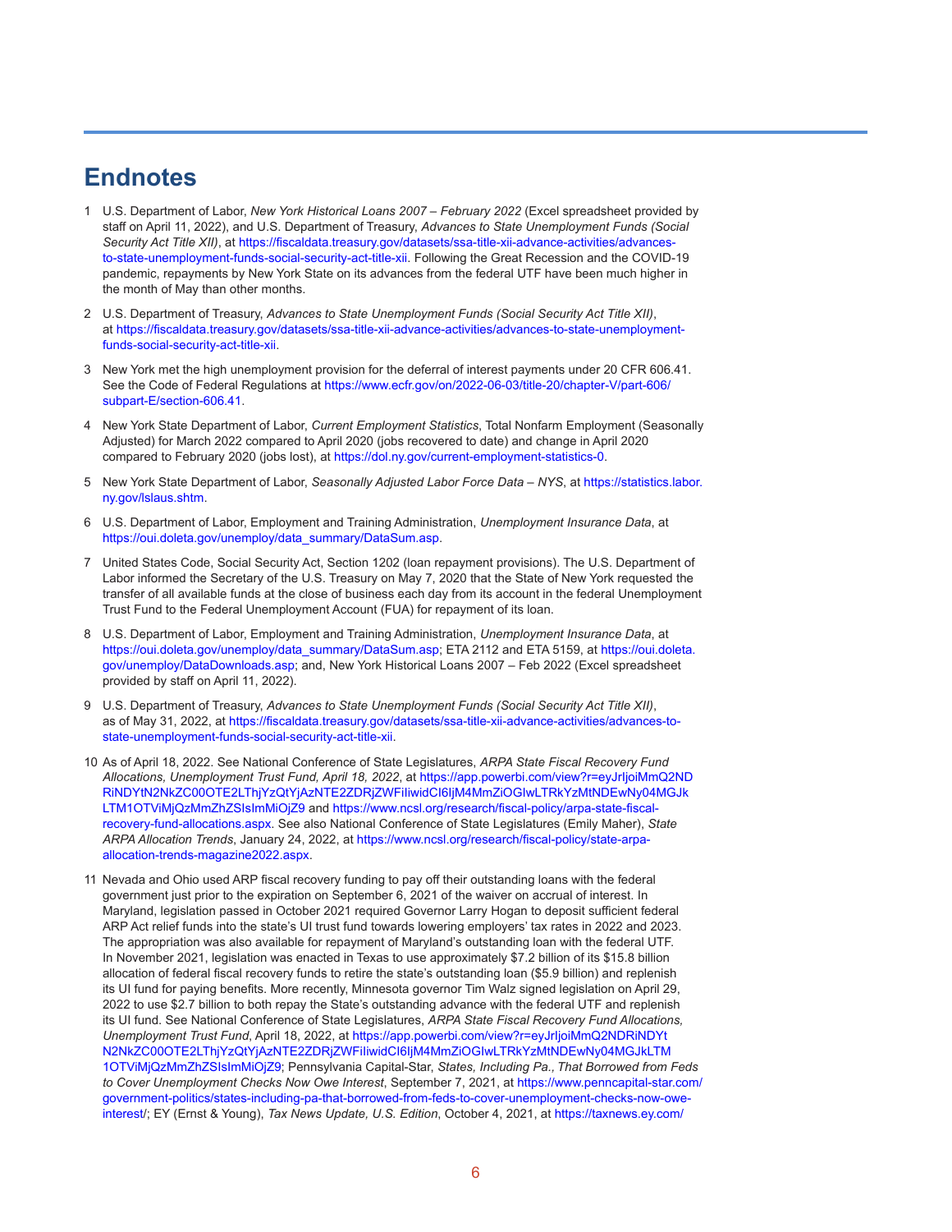## Endnotes

1. U.S. Department of Labor, *New York Historical Loans 2007 – February 2022* (Excel spreadsheet provided by staff on April 11, 2022), and U.S. Department of Treasury, *Advances to State Unemployment Funds (Social Security Act Title XII)*, at https://fiscaldata.treasury.gov/datasets/ssa-title-xii-advance-activities/advances-to-state-unemployment-funds-social-security-act-title-xii. Following the Great Recession and the COVID-19 pandemic, repayments by New York State on its advances from the federal UTF have been much higher in the month of May than other months.

2. U.S. Department of Treasury, *Advances to State Unemployment Funds (Social Security Act Title XII)*, at https://fiscaldata.treasury.gov/datasets/ssa-title-xii-advance-activities/advances-to-state-unemployment-funds-social-security-act-title-xii.

3. New York met the high unemployment provision for the deferral of interest payments under 20 CFR 606.41. See the Code of Federal Regulations at https://www.ecfr.gov/on/2022-06-03/title-20/chapter-V/part-606/subpart-E/section-606.41.

4. New York State Department of Labor, *Current Employment Statistics*, Total Nonfarm Employment (Seasonally Adjusted) for March 2022 compared to April 2020 (jobs recovered to date) and change in April 2020 compared to February 2020 (jobs lost), at https://dol.ny.gov/current-employment-statistics-0.

5. New York State Department of Labor, *Seasonally Adjusted Labor Force Data – NYS*, at https://statistics.labor.ny.gov/lslaus.shtm.

6. U.S. Department of Labor, Employment and Training Administration, *Unemployment Insurance Data*, at https://oui.doleta.gov/unemploy/data_summary/DataSum.asp.

7. United States Code, Social Security Act, Section 1202 (loan repayment provisions). The U.S. Department of Labor informed the Secretary of the U.S. Treasury on May 7, 2020 that the State of New York requested the transfer of all available funds at the close of business each day from its account in the federal Unemployment Trust Fund to the Federal Unemployment Account (FUA) for repayment of its loan.

8. U.S. Department of Labor, Employment and Training Administration, *Unemployment Insurance Data*, at https://oui.doleta.gov/unemploy/data_summary/DataSum.asp; ETA 2112 and ETA 5159, at https://oui.doleta.gov/unemploy/DataDownloads.asp; and, New York Historical Loans 2007 – Feb 2022 (Excel spreadsheet provided by staff on April 11, 2022).

9. U.S. Department of Treasury, *Advances to State Unemployment Funds (Social Security Act Title XII)*, as of May 31, 2022, at https://fiscaldata.treasury.gov/datasets/ssa-title-xii-advance-activities/advances-to-state-unemployment-funds-social-security-act-title-xii.

10. As of April 18, 2022. See National Conference of State Legislatures, *ARPA State Fiscal Recovery Fund Allocations, Unemployment Trust Fund, April 18, 2022*, at https://app.powerbi.com/view?r=eyJrIjoiMmQ2NDRiNDYtN2NkZC00OTE2LThjYzQtYjAzNTE2ZDRjZWFiIiwidCI6IjM4MmZiOGIwLTRkYzMtNDEwNy04MGJkLTM1OTViMjQzMmZhZSIsImMiOjZ9 and https://www.ncsl.org/research/fiscal-policy/arpa-state-fiscal-recovery-fund-allocations.aspx. See also National Conference of State Legislatures (Emily Maher), *State ARPA Allocation Trends*, January 24, 2022, at https://www.ncsl.org/research/fiscal-policy/state-arpa-allocation-trends-magazine2022.aspx.

11. Nevada and Ohio used ARP fiscal recovery funding to pay off their outstanding loans with the federal government just prior to the expiration on September 6, 2021 of the waiver on accrual of interest. In Maryland, legislation passed in October 2021 required Governor Larry Hogan to deposit sufficient federal ARP Act relief funds into the state's UI trust fund towards lowering employers' tax rates in 2022 and 2023. The appropriation was also available for repayment of Maryland's outstanding loan with the federal UTF. In November 2021, legislation was enacted in Texas to use approximately $7.2 billion of its $15.8 billion allocation of federal fiscal recovery funds to retire the state's outstanding loan ($5.9 billion) and replenish its UI fund for paying benefits. More recently, Minnesota governor Tim Walz signed legislation on April 29, 2022 to use $2.7 billion to both repay the State's outstanding advance with the federal UTF and replenish its UI fund. See National Conference of State Legislatures, *ARPA State Fiscal Recovery Fund Allocations, Unemployment Trust Fund*, April 18, 2022, at https://app.powerbi.com/view?r=eyJrIjoiMmQ2NDRiNDYtN2NkZC00OTE2LThjYzQtYjAzNTE2ZDRjZWFiIiwidCI6IjM4MmZiOGIwLTRkYzMtNDEwNy04MGJkLTM1OTViMjQzMmZhZSIsImMiOjZ9; Pennsylvania Capital-Star, *States, Including Pa., That Borrowed from Feds to Cover Unemployment Checks Now Owe Interest*, September 7, 2021, at https://www.penncapital-star.com/government-politics/states-including-pa-that-borrowed-from-feds-to-cover-unemployment-checks-now-owe-interest/; EY (Ernst & Young), *Tax News Update, U.S. Edition*, October 4, 2021, at https://taxnews.ey.com/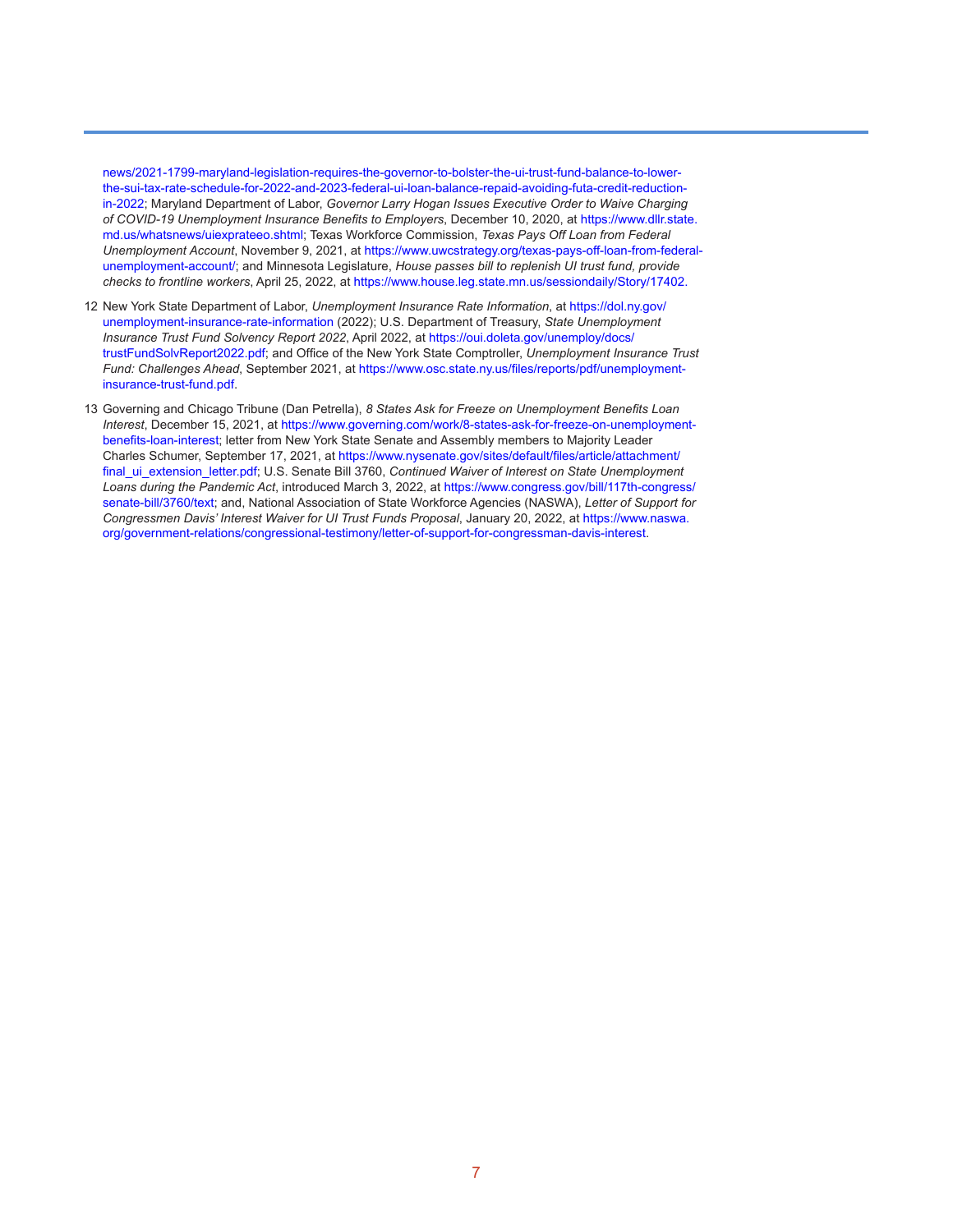news/2021-1799-maryland-legislation-requires-the-governor-to-bolster-the-ui-trust-fund-balance-to-lower-the-sui-tax-rate-schedule-for-2022-and-2023-federal-ui-loan-balance-repaid-avoiding-futa-credit-reduction-in-2022; Maryland Department of Labor, *Governor Larry Hogan Issues Executive Order to Waive Charging of COVID-19 Unemployment Insurance Benefits to Employers*, December 10, 2020, at https://www.dllr.state.md.us/whatsnews/uiexprateeo.shtml; Texas Workforce Commission, *Texas Pays Off Loan from Federal Unemployment Account*, November 9, 2021, at https://www.uwcstrategy.org/texas-pays-off-loan-from-federal-unemployment-account/; and Minnesota Legislature, *House passes bill to replenish UI trust fund, provide checks to frontline workers*, April 25, 2022, at https://www.house.leg.state.mn.us/sessiondaily/Story/17402.

12 New York State Department of Labor, *Unemployment Insurance Rate Information*, at https://dol.ny.gov/unemployment-insurance-rate-information (2022); U.S. Department of Treasury, *State Unemployment Insurance Trust Fund Solvency Report 2022*, April 2022, at https://oui.doleta.gov/unemploy/docs/trustFundSolvReport2022.pdf; and Office of the New York State Comptroller, *Unemployment Insurance Trust Fund: Challenges Ahead*, September 2021, at https://www.osc.state.ny.us/files/reports/pdf/unemployment-insurance-trust-fund.pdf.

13 Governing and Chicago Tribune (Dan Petrella), *8 States Ask for Freeze on Unemployment Benefits Loan Interest*, December 15, 2021, at https://www.governing.com/work/8-states-ask-for-freeze-on-unemployment-benefits-loan-interest; letter from New York State Senate and Assembly members to Majority Leader Charles Schumer, September 17, 2021, at https://www.nysenate.gov/sites/default/files/article/attachment/final_ui_extension_letter.pdf; U.S. Senate Bill 3760, *Continued Waiver of Interest on State Unemployment Loans during the Pandemic Act*, introduced March 3, 2022, at https://www.congress.gov/bill/117th-congress/senate-bill/3760/text; and, National Association of State Workforce Agencies (NASWA), *Letter of Support for Congressmen Davis' Interest Waiver for UI Trust Funds Proposal*, January 20, 2022, at https://www.naswa.org/government-relations/congressional-testimony/letter-of-support-for-congressman-davis-interest.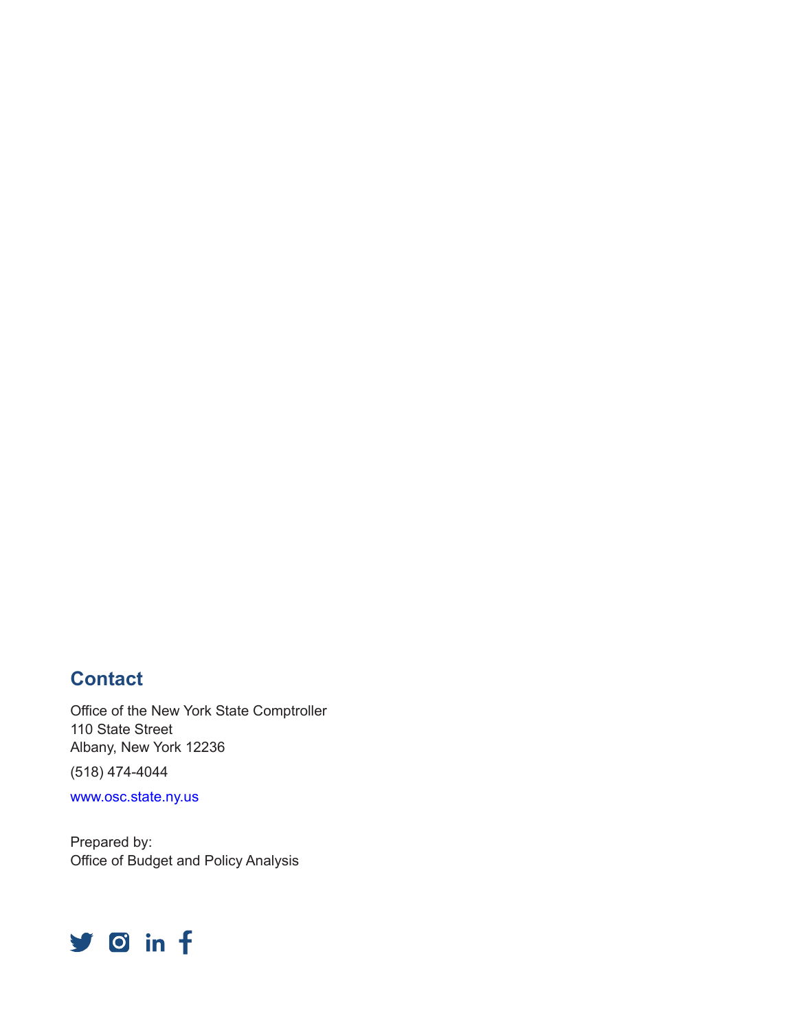## Contact

Office of the New York State Comptroller
110 State Street
Albany, New York 12236

(518) 474-4044

www.osc.state.ny.us

Prepared by:
Office of Budget and Policy Analysis